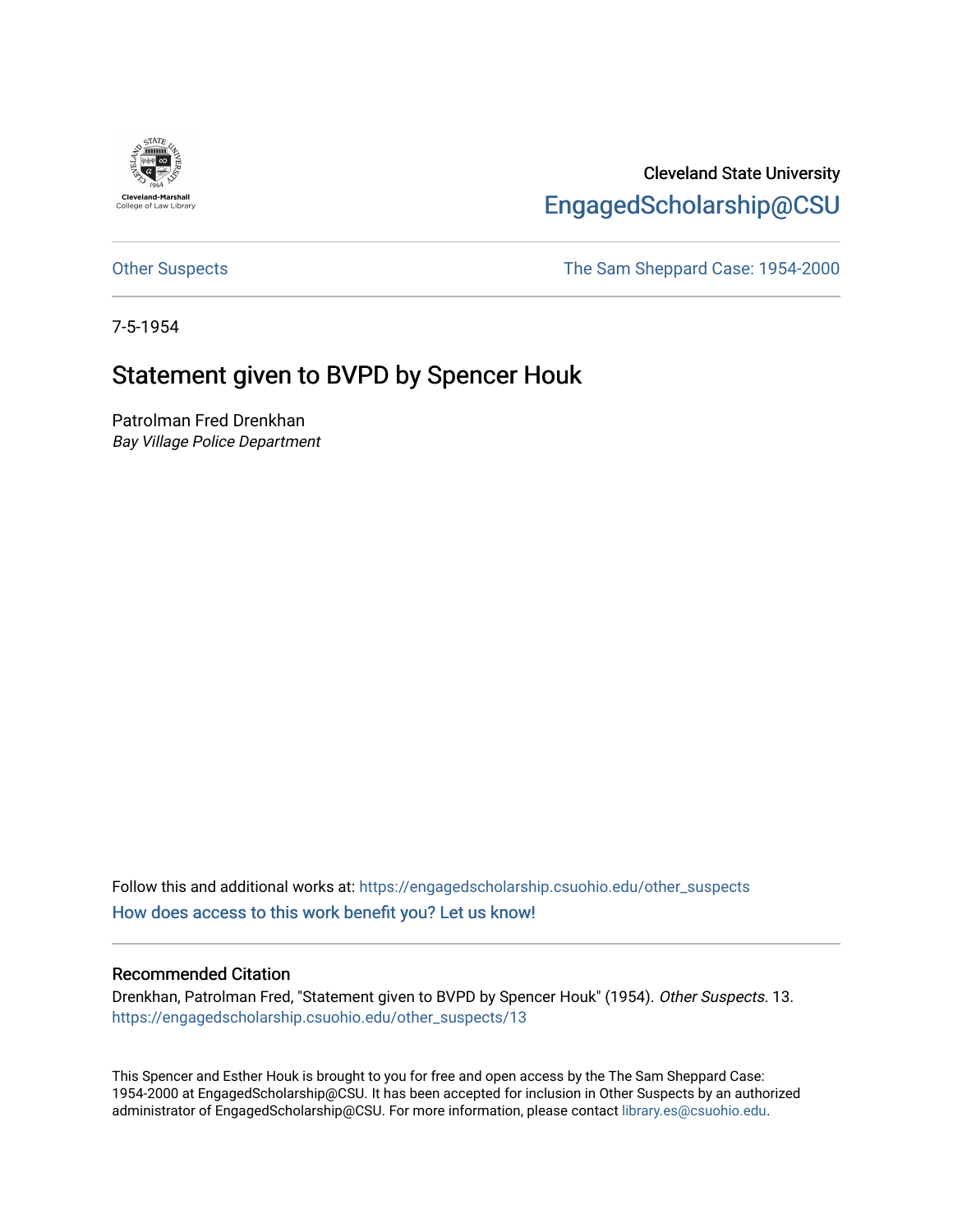Cleveland State University

[EngagedScholarship@CSU](https://engagedscholarship.csuohio.edu)

Other Suspects | The Sam Sheppard Case: 1954-2000

7-5-1954

# Statement given to BVPD by Spencer Houk

Patrolman Fred Drenkhan

*Bay Village Police Department*

Follow this and additional works at: https://engagedscholarship.csuohio.edu/other_suspects

How does access to this work benefit you? Let us know!

## Recommended Citation

Drenkhan, Patrolman Fred, "Statement given to BVPD by Spencer Houk" (1954). *Other Suspects*. 13.
https://engagedscholarship.csuohio.edu/other_suspects/13

This Spencer and Esther Houk is brought to you for free and open access by the The Sam Sheppard Case: 1954-2000 at EngagedScholarship@CSU. It has been accepted for inclusion in Other Suspects by an authorized administrator of EngagedScholarship@CSU. For more information, please contact library.es@csuohio.edu.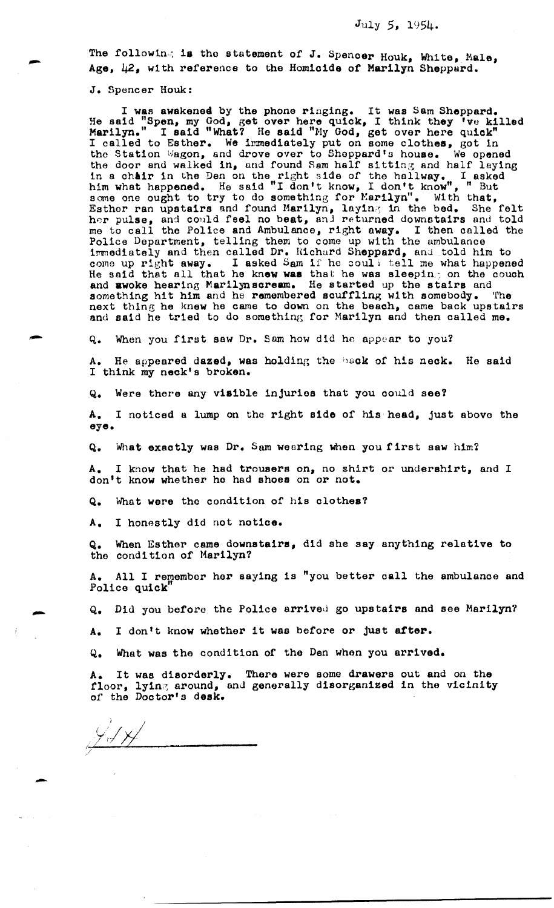July 5, 1954.

The following is the statement of J. Spencer Houk, White, Male, Age, 42, with reference to the Homicide of Marilyn Sheppard.

J. Spencer Houk:

I was awakened by the phone ringing. It was Sam Sheppard. He said "Spen, my God, get over here quick, I think they 've killed Marilyn." I said "What? He said "My God, get over here quick" I called to Esther. We immediately put on some clothes, got in the Station Wagon, and drove over to Sheppard's house. We opened the door and walked in, and found Sam half sitting and half laying in a chair in the Den on the right side of the hallway. I asked him what happened. He said "I don't know, I don't know", " But some one ought to try to do something for Marilyn". With that, Esther ran upstairs and found Marilyn, laying in the bed. She felt her pulse, and could feel no beat, and returned downstairs and told me to call the Police and Ambulance, right away. I then called the Police Department, telling them to come up with the ambulance immediately and then called Dr. Richard Sheppard, and told him to come up right away. I asked Sam if he could tell me what happened He said that all that he knew was that he was sleeping on the couch and awoke hearing Marilyn scream. He started up the stairs and something hit him and he remembered scuffling with somebody. The next thing he knew he came to down on the beach, came back upstairs and said he tried to do something for Marilyn and then called me.

Q. When you first saw Dr. Sam how did he appear to you?

A. He appeared dazed, was holding the back of his neck. He said I think my neck's broken.

Q. Were there any visible injuries that you could see?

A. I noticed a lump on the right side of his head, just above the eye.

Q. What exactly was Dr. Sam wearing when you first saw him?

A. I know that he had trousers on, no shirt or undershirt, and I don't know whether he had shoes on or not.

Q. What were the condition of his clothes?

A. I honestly did not notice.

Q. When Esther came downstairs, did she say anything relative to the condition of Marilyn?

A. All I remember her saying is "you better call the ambulance and Police quick"

Q. Did you before the Police arrived go upstairs and see Marilyn?

A. I don't know whether it was before or just after.

Q. What was the condition of the Den when you arrived.

A. It was disorderly. There were some drawers out and on the floor, lying around, and generally disorganized in the vicinity of the Doctor's desk.

JSH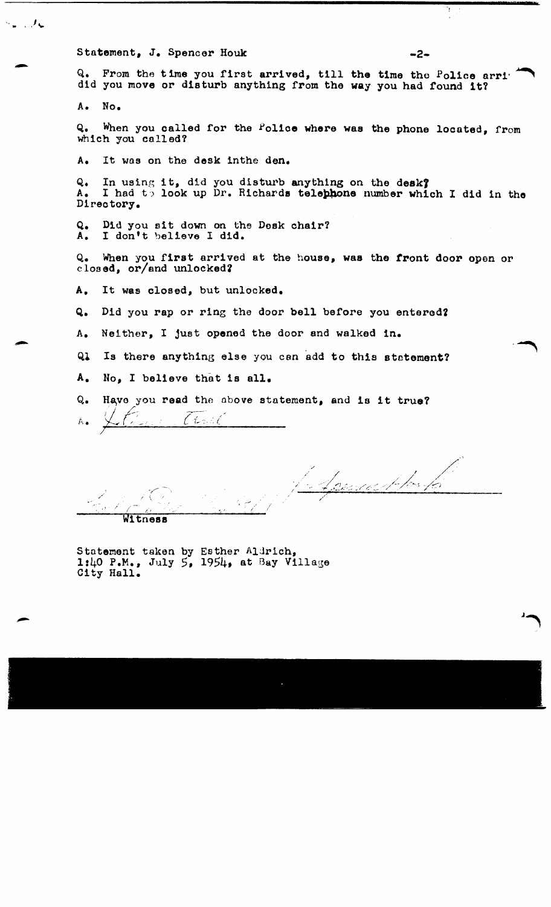Statement, J. Spencer Houk

Q. From the time you first arrived, till the time the Police arri did you move or disturb anything from the way you had found it?

A. No.

Q. When you called for the Police where was the phone located, from which you called?

A. It was on the desk inthe den.

Q. In using it, did you disturb anything on the desk?
A. I had to look up Dr. Richards telephone number which I did in the Directory.

Q. Did you sit down on the Desk chair?
A. I don't believe I did.

Q. When you first arrived at the house, was the front door open or closed, or/and unlocked?

A. It was closed, but unlocked.

Q. Did you rap or ring the door bell before you entered?

A. Neither, I just opened the door and walked in.

Q. Is there anything else you can add to this statement?

A. No, I believe that is all.

Q. Have you read the above statement, and is it true?

A. Yes, true

J. Spencer Houk

Witness

Statement taken by Esther Aldrich, 1:40 P.M., July 5, 1954, at Bay Village City Hall.